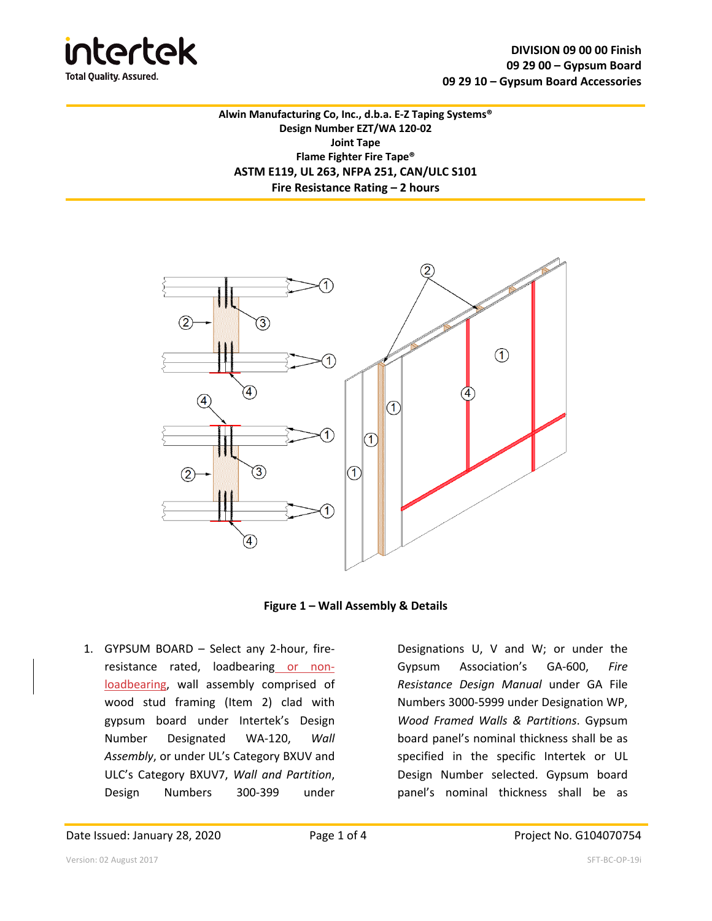**DIVISION 09 00 00 Finish**
**09 29 00 – Gypsum Board**
**09 29 10 – Gypsum Board Accessories**

**Alwin Manufacturing Co, Inc., d.b.a. E-Z Taping Systems®**
**Design Number EZT/WA 120-02**
**Joint Tape**
**Flame Fighter Fire Tape®**
**ASTM E119, UL 263, NFPA 251, CAN/ULC S101**
**Fire Resistance Rating – 2 hours**

**Figure 1 – Wall Assembly & Details**

1. GYPSUM BOARD – Select any 2-hour, fire-resistance rated, loadbearing or non-loadbearing, wall assembly comprised of wood stud framing (Item 2) clad with gypsum board under Intertek's Design Number Designated WA-120, *Wall Assembly*, or under UL's Category BXUV and ULC's Category BXUV7, *Wall and Partition*, Design Numbers 300-399 under Designations U, V and W; or under the Gypsum Association's GA-600, *Fire Resistance Design Manual* under GA File Numbers 3000-5999 under Designation WP, *Wood Framed Walls & Partitions*. Gypsum board panel's nominal thickness shall be as specified in the specific Intertek or UL Design Number selected. Gypsum board panel's nominal thickness shall be as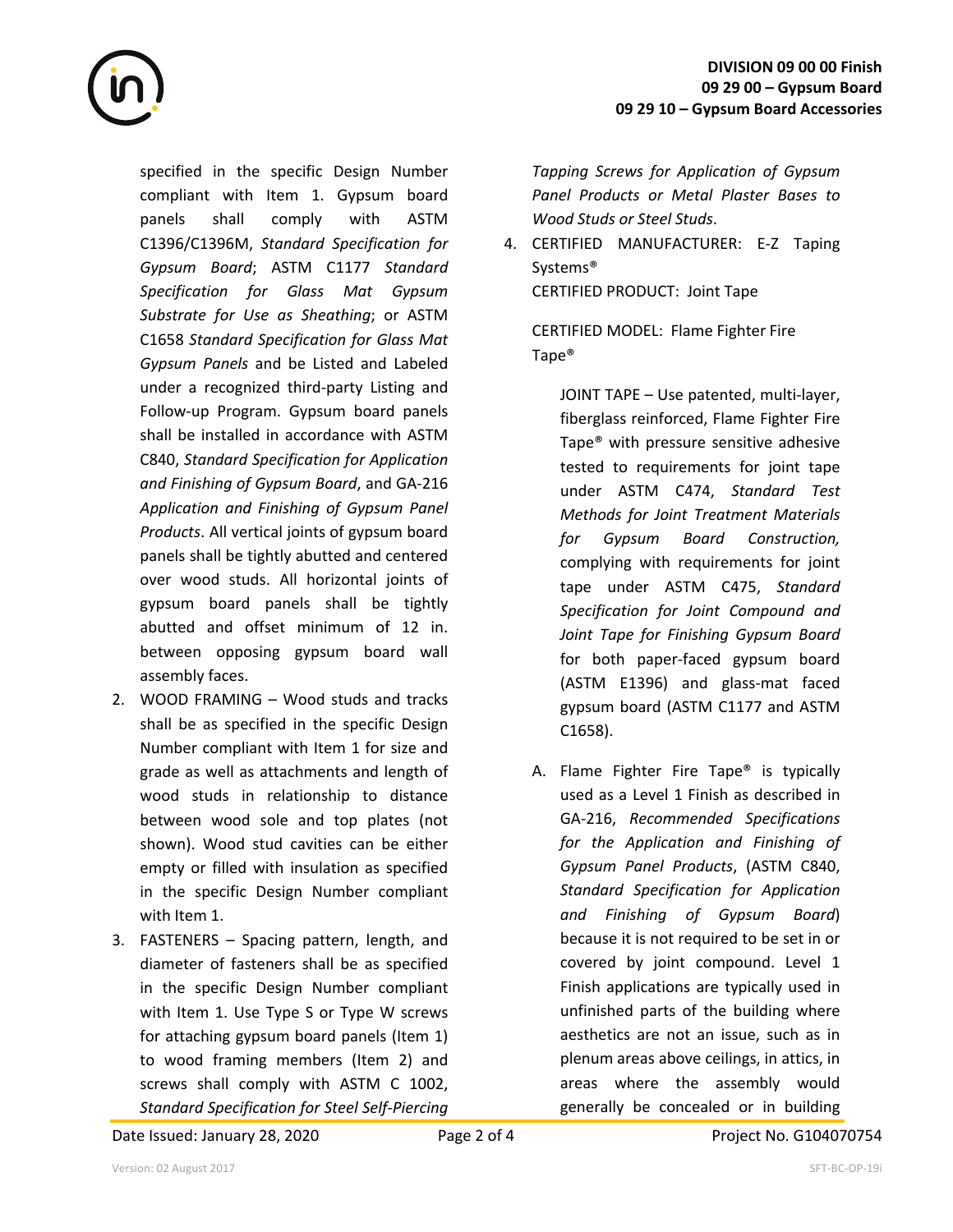specified in the specific Design Number compliant with Item 1. Gypsum board panels shall comply with ASTM C1396/C1396M, *Standard Specification for Gypsum Board*; ASTM C1177 *Standard Specification for Glass Mat Gypsum Substrate for Use as Sheathing*; or ASTM C1658 *Standard Specification for Glass Mat Gypsum Panels* and be Listed and Labeled under a recognized third-party Listing and Follow-up Program. Gypsum board panels shall be installed in accordance with ASTM C840, *Standard Specification for Application and Finishing of Gypsum Board*, and GA-216 *Application and Finishing of Gypsum Panel Products*. All vertical joints of gypsum board panels shall be tightly abutted and centered over wood studs. All horizontal joints of gypsum board panels shall be tightly abutted and offset minimum of 12 in. between opposing gypsum board wall assembly faces.

2. WOOD FRAMING – Wood studs and tracks shall be as specified in the specific Design Number compliant with Item 1 for size and grade as well as attachments and length of wood studs in relationship to distance between wood sole and top plates (not shown). Wood stud cavities can be either empty or filled with insulation as specified in the specific Design Number compliant with Item 1.
3. FASTENERS – Spacing pattern, length, and diameter of fasteners shall be as specified in the specific Design Number compliant with Item 1. Use Type S or Type W screws for attaching gypsum board panels (Item 1) to wood framing members (Item 2) and screws shall comply with ASTM C 1002, *Standard Specification for Steel Self-Piercing Tapping Screws for Application of Gypsum Panel Products or Metal Plaster Bases to Wood Studs or Steel Studs*.
4. CERTIFIED MANUFACTURER: E-Z Taping Systems®
   CERTIFIED PRODUCT: Joint Tape

   CERTIFIED MODEL: Flame Fighter Fire Tape®

   JOINT TAPE – Use patented, multi-layer, fiberglass reinforced, Flame Fighter Fire Tape® with pressure sensitive adhesive tested to requirements for joint tape under ASTM C474, *Standard Test Methods for Joint Treatment Materials for Gypsum Board Construction,* complying with requirements for joint tape under ASTM C475, *Standard Specification for Joint Compound and Joint Tape for Finishing Gypsum Board* for both paper-faced gypsum board (ASTM E1396) and glass-mat faced gypsum board (ASTM C1177 and ASTM C1658).

   A. Flame Fighter Fire Tape® is typically used as a Level 1 Finish as described in GA-216, *Recommended Specifications for the Application and Finishing of Gypsum Panel Products*, (ASTM C840, *Standard Specification for Application and Finishing of Gypsum Board*) because it is not required to be set in or covered by joint compound. Level 1 Finish applications are typically used in unfinished parts of the building where aesthetics are not an issue, such as in plenum areas above ceilings, in attics, in areas where the assembly would generally be concealed or in building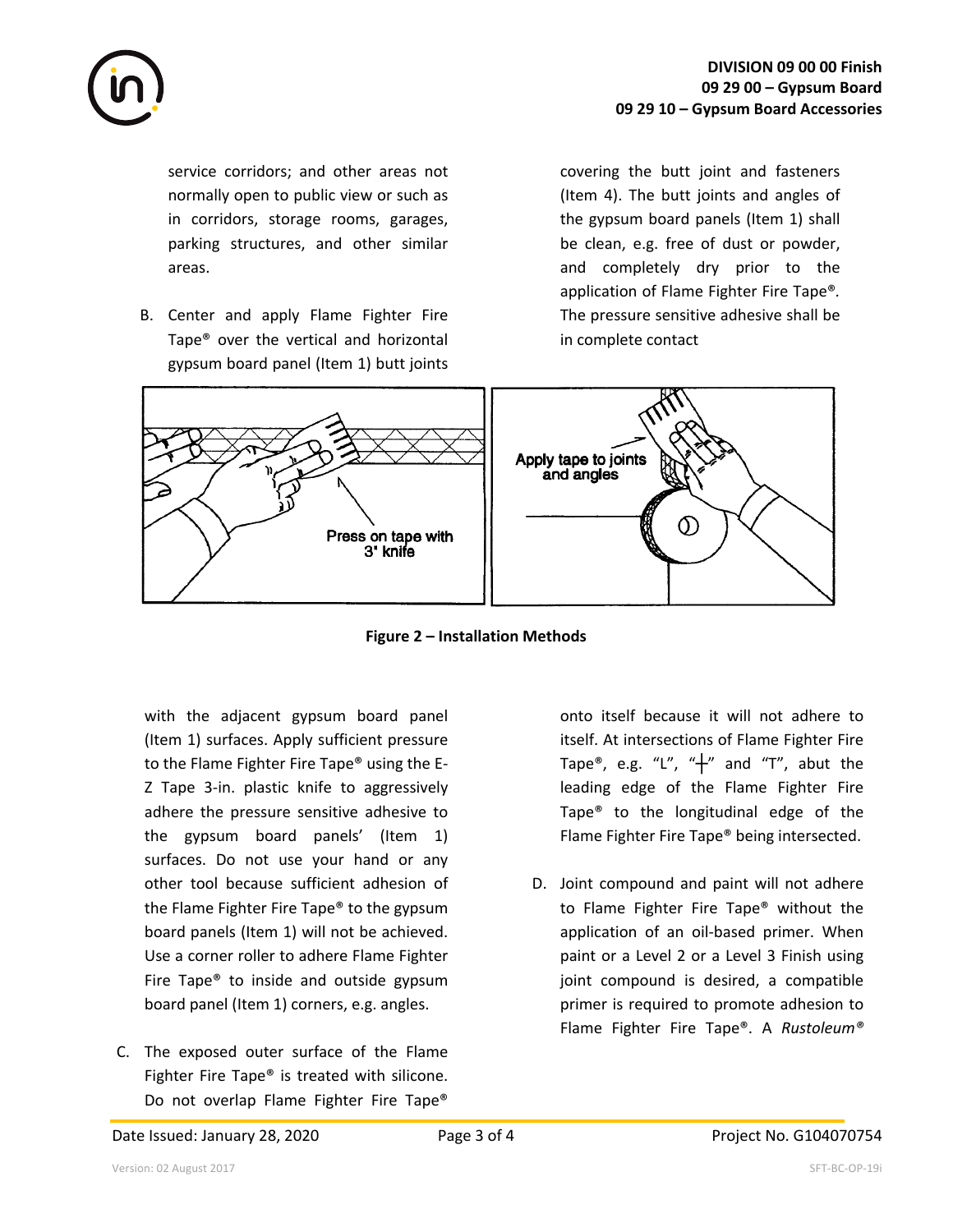service corridors; and other areas not normally open to public view or such as in corridors, storage rooms, garages, parking structures, and other similar areas.

B. Center and apply Flame Fighter Fire Tape® over the vertical and horizontal gypsum board panel (Item 1) butt joints covering the butt joint and fasteners (Item 4). The butt joints and angles of the gypsum board panels (Item 1) shall be clean, e.g. free of dust or powder, and completely dry prior to the application of Flame Fighter Fire Tape®. The pressure sensitive adhesive shall be in complete contact

Press on tape with 3" knife

Apply tape to joints and angles

**Figure 2 – Installation Methods**

with the adjacent gypsum board panel (Item 1) surfaces. Apply sufficient pressure to the Flame Fighter Fire Tape® using the E-Z Tape 3-in. plastic knife to aggressively adhere the pressure sensitive adhesive to the gypsum board panels' (Item 1) surfaces. Do not use your hand or any other tool because sufficient adhesion of the Flame Fighter Fire Tape® to the gypsum board panels (Item 1) will not be achieved. Use a corner roller to adhere Flame Fighter Fire Tape® to inside and outside gypsum board panel (Item 1) corners, e.g. angles.

C. The exposed outer surface of the Flame Fighter Fire Tape® is treated with silicone. Do not overlap Flame Fighter Fire Tape® onto itself because it will not adhere to itself. At intersections of Flame Fighter Fire Tape®, e.g. "L", "┼" and "T", abut the leading edge of the Flame Fighter Fire Tape® to the longitudinal edge of the Flame Fighter Fire Tape® being intersected.

D. Joint compound and paint will not adhere to Flame Fighter Fire Tape® without the application of an oil-based primer. When paint or a Level 2 or a Level 3 Finish using joint compound is desired, a compatible primer is required to promote adhesion to Flame Fighter Fire Tape®. A *Rustoleum®*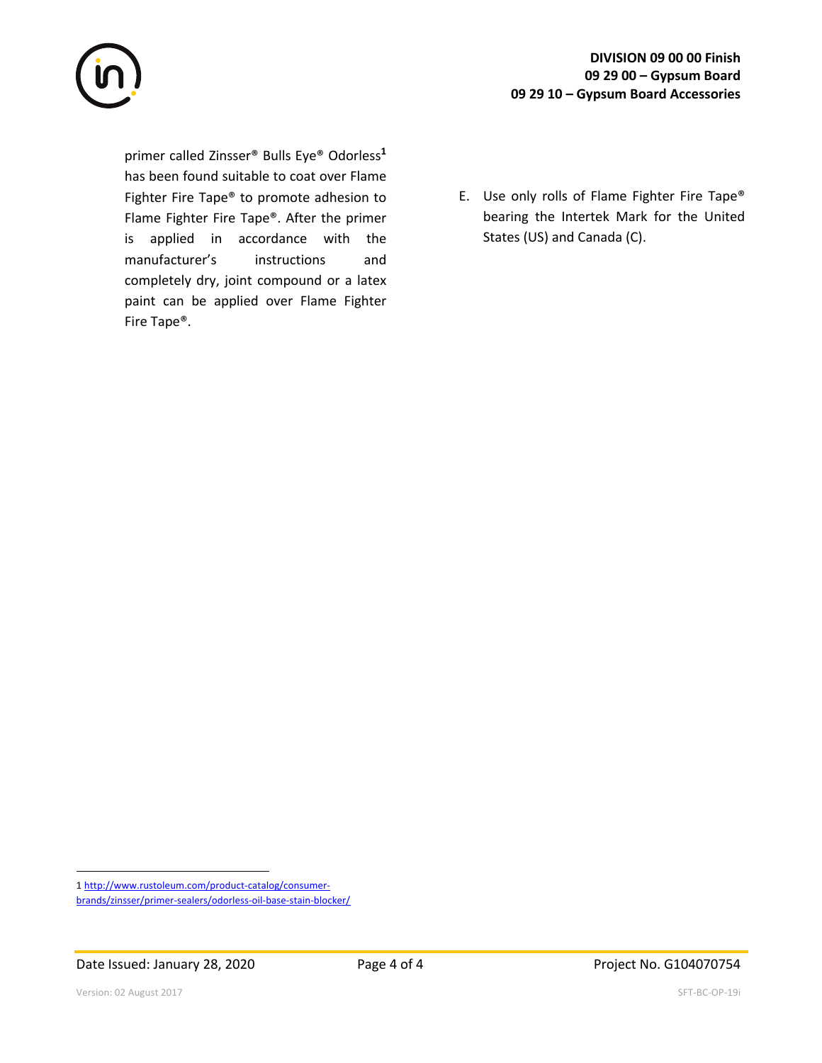primer called Zinsser® Bulls Eye® Odorless[1] has been found suitable to coat over Flame Fighter Fire Tape® to promote adhesion to Flame Fighter Fire Tape®. After the primer is applied in accordance with the manufacturer's instructions and completely dry, joint compound or a latex paint can be applied over Flame Fighter Fire Tape®.

E. Use only rolls of Flame Fighter Fire Tape® bearing the Intertek Mark for the United States (US) and Canada (C).

---

1 http://www.rustoleum.com/product-catalog/consumer-brands/zinsser/primer-sealers/odorless-oil-base-stain-blocker/